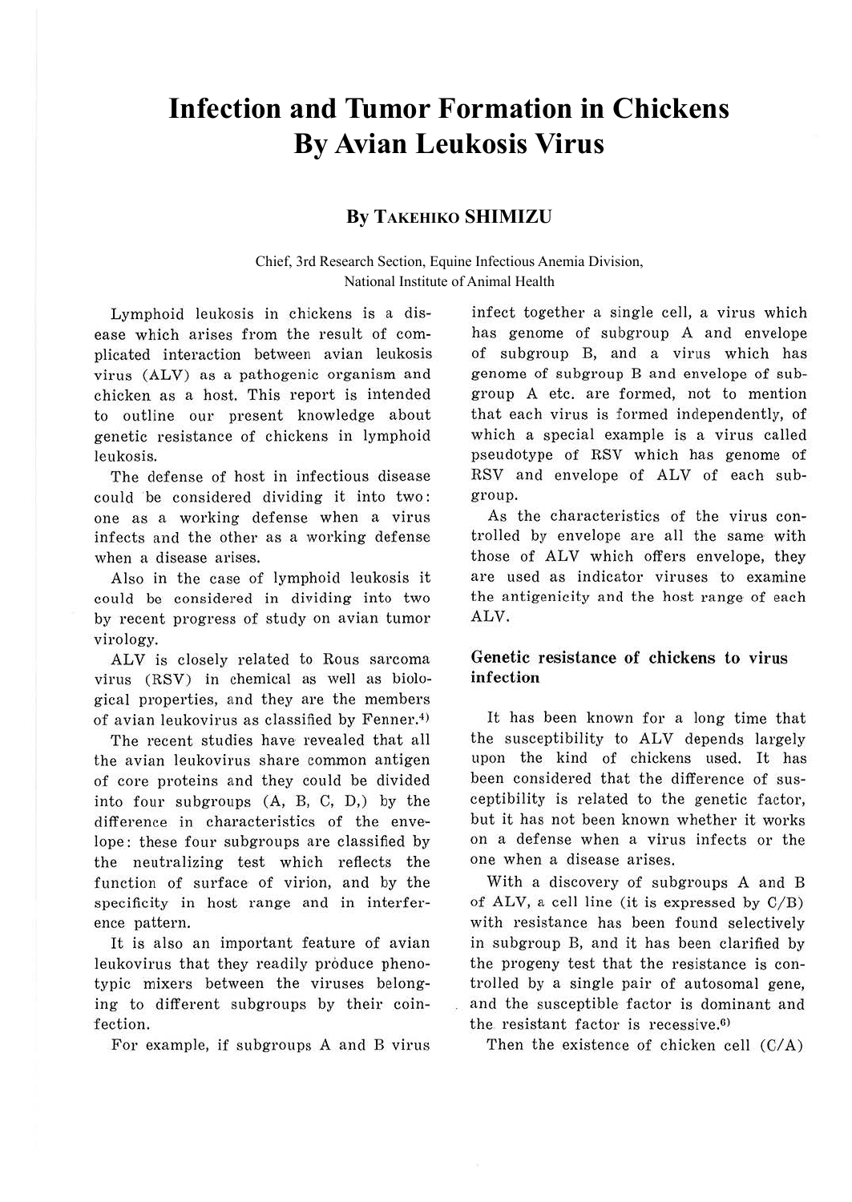# Infection and Tumor Formation in Chickens By Avian Leukosis Virus

## By TAKEHIKO SHIMIZU

Chief, 3rd Research Section, Equine Infectious Anemia Division, National Institute of Animal Health

Lymphoid leukosis in chickens is a disease which arises from the result of complicated interaction between avian leukosis virus (ALV) as a pathogenic organism and chicken as a host. This report is intended to outline our present knowledge about genetic resistance of chickens in lymphoid leukosis.

The defense of host in infectious disease could be considered dividing it into two: one as a working defense when a virus infects and the other as a working defense when a disease arises.

Also in the case of lymphoid leukosis it could be considered in dividing into two by recent progress of study on avian tumor virology.

ALV is closely related to Rous sarcoma virus (RSV) in chemical as well as biological properties, and they are the members of avian leukovirus as classified by Fenner.[4]

The recent studies have revealed that all the avian leukovirus share common antigen of core proteins and they could be divided into four subgroups (A, B, C, D,) by the difference in characteristics of the envelope: these four subgroups are classified by the neutralizing test which reflects the function of surface of virion, and by the specificity in host range and in interference pattern.

It is also an important feature of avian leukovirus that they readily produce phenotypic mixers between the viruses belonging to different subgroups by their coinfection.

For example, if subgroups A and B virus infect together a single cell, a virus which has genome of subgroup A and envelope of subgroup B, and a virus which has genome of subgroup B and envelope of subgroup A etc. are formed, not to mention that each virus is formed independently, of which a special example is a virus called pseudotype of RSV which has genome of RSV and envelope of ALV of each subgroup.

As the characteristics of the virus controlled by envelope are all the same with those of ALV which offers envelope, they are used as indicator viruses to examine the antigenicity and the host range of each ALV.

### Genetic resistance of chickens to virus infection

It has been known for a long time that the susceptibility to ALV depends largely upon the kind of chickens used. It has been considered that the difference of susceptibility is related to the genetic factor, but it has not been known whether it works on a defense when a virus infects or the one when a disease arises.

With a discovery of subgroups A and B of ALV, a cell line (it is expressed by C/B) with resistance has been found selectively in subgroup B, and it has been clarified by the progeny test that the resistance is controlled by a single pair of autosomal gene, and the susceptible factor is dominant and the resistant factor is recessive.[6]

Then the existence of chicken cell (C/A)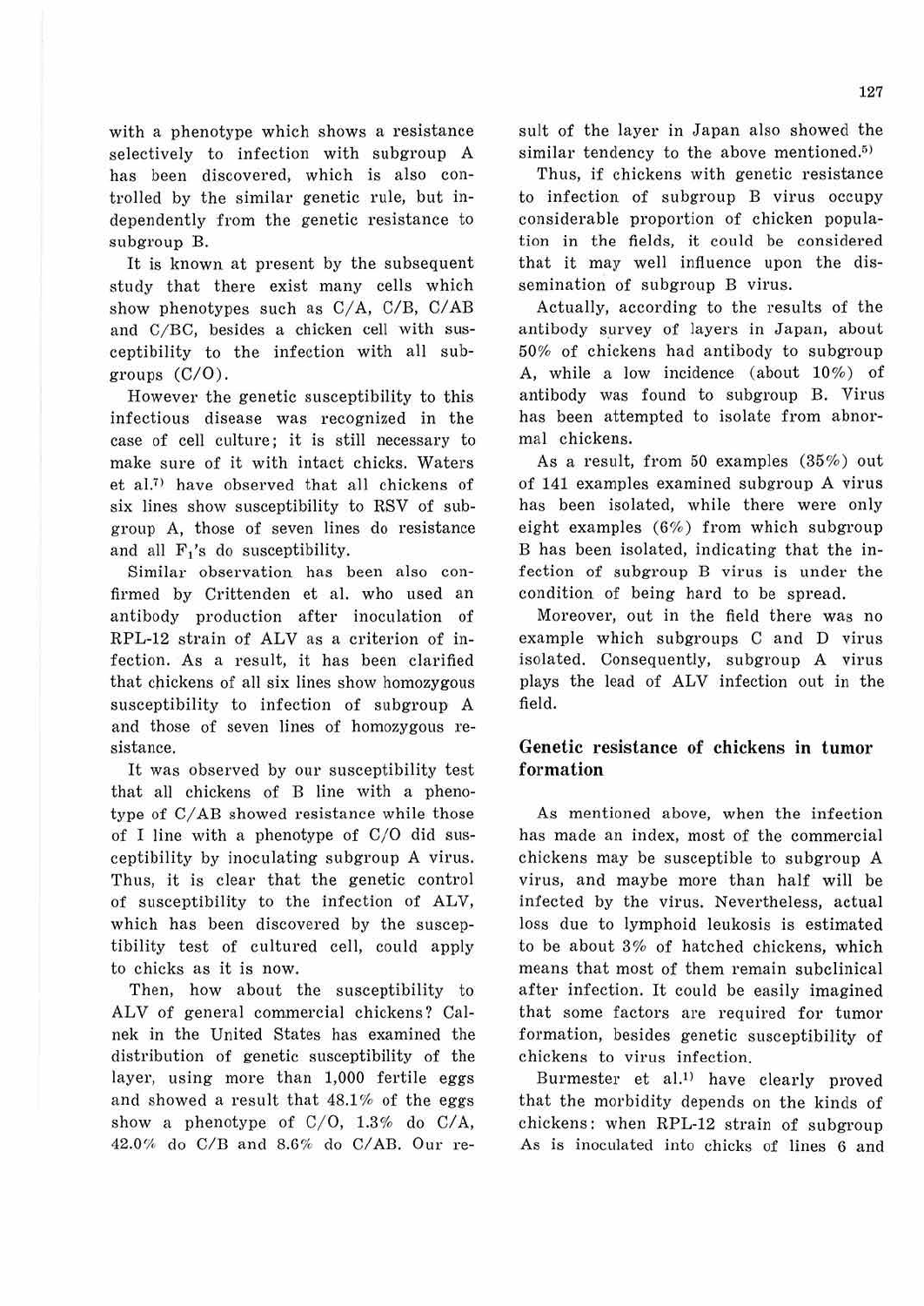with a phenotype which shows a resistance selectively to infection with subgroup A has been discovered, which is also controlled by the similar genetic rule, but independently from the genetic resistance to subgroup B.

It is known at present by the subsequent study that there exist many cells which show phenotypes such as C/A, C/B, C/AB and C/BC, besides a chicken cell with susceptibility to the infection with all subgroups (C/O).

However the genetic susceptibility to this infectious disease was recognized in the case of cell culture; it is still necessary to make sure of it with intact chicks. Waters et al.[7] have observed that all chickens of six lines show susceptibility to RSV of subgroup A, those of seven lines do resistance and all $F_1$'s do susceptibility.

Similar observation has been also confirmed by Crittenden et al. who used an antibody production after inoculation of RPL-12 strain of ALV as a criterion of infection. As a result, it has been clarified that chickens of all six lines show homozygous susceptibility to infection of subgroup A and those of seven lines of homozygous resistance.

It was observed by our susceptibility test that all chickens of B line with a phenotype of C/AB showed resistance while those of I line with a phenotype of C/O did susceptibility by inoculating subgroup A virus. Thus, it is clear that the genetic control of susceptibility to the infection of ALV, which has been discovered by the susceptibility test of cultured cell, could apply to chicks as it is now.

Then, how about the susceptibility to ALV of general commercial chickens? Calnek in the United States has examined the distribution of genetic susceptibility of the layer, using more than 1,000 fertile eggs and showed a result that 48.1% of the eggs show a phenotype of C/O, 1.3% do C/A, 42.0% do C/B and 8.6% do C/AB. Our result of the layer in Japan also showed the similar tendency to the above mentioned.[5]

Thus, if chickens with genetic resistance to infection of subgroup B virus occupy considerable proportion of chicken population in the fields, it could be considered that it may well influence upon the dissemination of subgroup B virus.

Actually, according to the results of the antibody survey of layers in Japan, about 50% of chickens had antibody to subgroup A, while a low incidence (about 10%) of antibody was found to subgroup B. Virus has been attempted to isolate from abnormal chickens.

As a result, from 50 examples (35%) out of 141 examples examined subgroup A virus has been isolated, while there were only eight examples (6%) from which subgroup B has been isolated, indicating that the infection of subgroup B virus is under the condition of being hard to be spread.

Moreover, out in the field there was no example which subgroups C and D virus isolated. Consequently, subgroup A virus plays the lead of ALV infection out in the field.

## Genetic resistance of chickens in tumor formation

As mentioned above, when the infection has made an index, most of the commercial chickens may be susceptible to subgroup A virus, and maybe more than half will be infected by the virus. Nevertheless, actual loss due to lymphoid leukosis is estimated to be about 3% of hatched chickens, which means that most of them remain subclinical after infection. It could be easily imagined that some factors are required for tumor formation, besides genetic susceptibility of chickens to virus infection.

Burmester et al.[1] have clearly proved that the morbidity depends on the kinds of chickens: when RPL-12 strain of subgroup As is inoculated into chicks of lines 6 and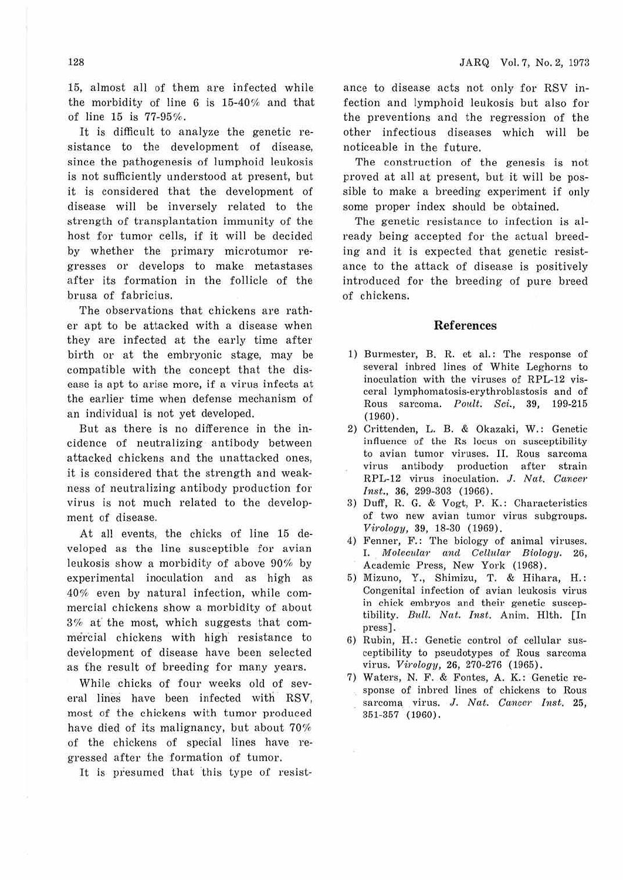15, almost all of them are infected while the morbidity of line 6 is 15-40% and that of line 15 is 77-95%.

It is difficult to analyze the genetic resistance to the development of disease, since the pathogenesis of lumphoid leukosis is not sufficiently understood at present, but it is considered that the development of disease will be inversely related to the strength of transplantation immunity of the host for tumor cells, if it will be decided by whether the primary microtumor regresses or develops to make metastases after its formation in the follicle of the brusa of fabricius.

The observations that chickens are rather apt to be attacked with a disease when they are infected at the early time after birth or at the embryonic stage, may be compatible with the concept that the disease is apt to arise more, if a virus infects at the earlier time when defense mechanism of an individual is not yet developed.

But as there is no difference in the incidence of neutralizing antibody between attacked chickens and the unattacked ones, it is considered that the strength and weakness of neutralizing antibody production for virus is not much related to the development of disease.

At all events, the chicks of line 15 developed as the line susceptible for avian leukosis show a morbidity of above 90% by experimental inoculation and as high as 40% even by natural infection, while commercial chickens show a morbidity of about 3% at the most, which suggests that commercial chickens with high resistance to development of disease have been selected as the result of breeding for many years.

While chicks of four weeks old of several lines have been infected with RSV, most of the chickens with tumor produced have died of its malignancy, but about 70% of the chickens of special lines have regressed after the formation of tumor.

It is presumed that this type of resistance to disease acts not only for RSV infection and lymphoid leukosis but also for the preventions and the regression of the other infectious diseases which will be noticeable in the future.

The construction of the genesis is not proved at all at present, but it will be possible to make a breeding experiment if only some proper index should be obtained.

The genetic resistance to infection is already being accepted for the actual breeding and it is expected that genetic resistance to the attack of disease is positively introduced for the breeding of pure breed of chickens.

## References

1) Burmester, B. R. et al.: The response of several inbred lines of White Leghorns to inoculation with the viruses of RPL-12 visceral lymphomatosis-erythroblastosis and of Rous sarcoma. *Poult. Sci.*, 39, 199-215 (1960).
2) Crittenden, L. B. & Okazaki, W.: Genetic influence of the Rs locus on susceptibility to avian tumor viruses. II. Rous sarcoma virus antibody production after strain RPL-12 virus inoculation. *J. Nat. Cancer Inst.*, 36, 299-303 (1966).
3) Duff, R. G. & Vogt, P. K.: Characteristics of two new avian tumor virus subgroups. *Virology*, 39, 18-30 (1969).
4) Fenner, F.: The biology of animal viruses. I. *Molecular and Cellular Biology*. 26, Academic Press, New York (1968).
5) Mizuno, Y., Shimizu, T. & Hihara, H.: Congenital infection of avian leukosis virus in chick embryos and their genetic susceptibility. *Bull. Nat. Inst.* Anim. Hlth. [In press].
6) Rubin, H.: Genetic control of cellular susceptibility to pseudotypes of Rous sarcoma virus. *Virology*, 26, 270-276 (1965).
7) Waters, N. F. & Fontes, A. K.: Genetic response of inbred lines of chickens to Rous sarcoma virus. *J. Nat. Cancer Inst.* 25, 351-357 (1960).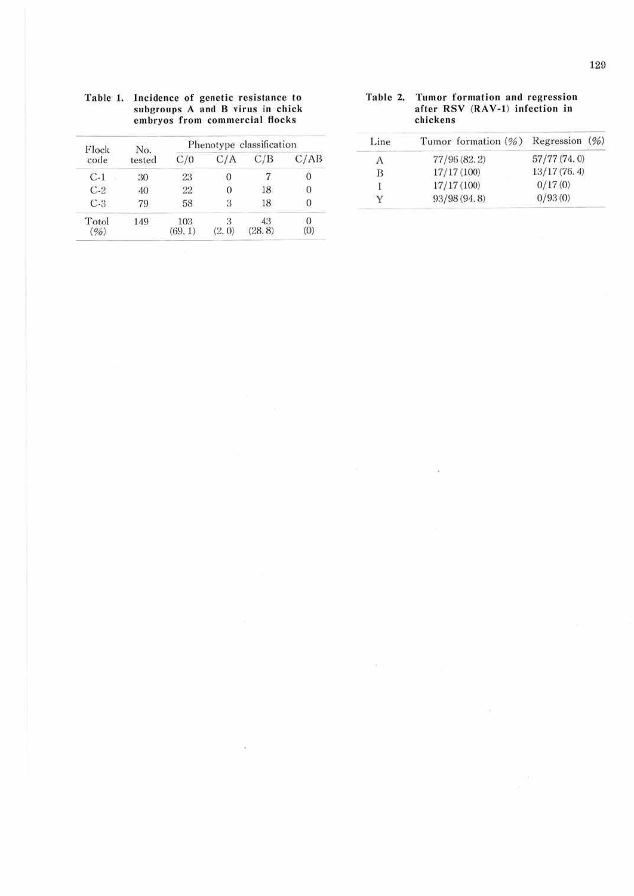**Table 1. Incidence of genetic resistance to subgroups A and B virus in chick embryos from commercial flocks**

| Flock code | No. tested | Phenotype classification | | | |
|---|---|---|---|---|---|
| | | C/0 | C/A | C/B | C/AB |
| C-1 | 30 | 23 | 0 | 7 | 0 |
| C-2 | 40 | 22 | 0 | 18 | 0 |
| C-3 | 79 | 58 | 3 | 18 | 0 |
| Totol (%) | 149 | 103 (69.1) | 3 (2.0) | 43 (28.8) | 0 (0) |

**Table 2. Tumor formation and regression after RSV (RAV-1) infection in chickens**

| Line | Tumor formation (%) | Regression (%) |
|---|---|---|
| A | 77/96 (82.2) | 57/77 (74.0) |
| B | 17/17 (100) | 13/17 (76.4) |
| I | 17/17 (100) | 0/17 (0) |
| Y | 93/98 (94.8) | 0/93 (0) |